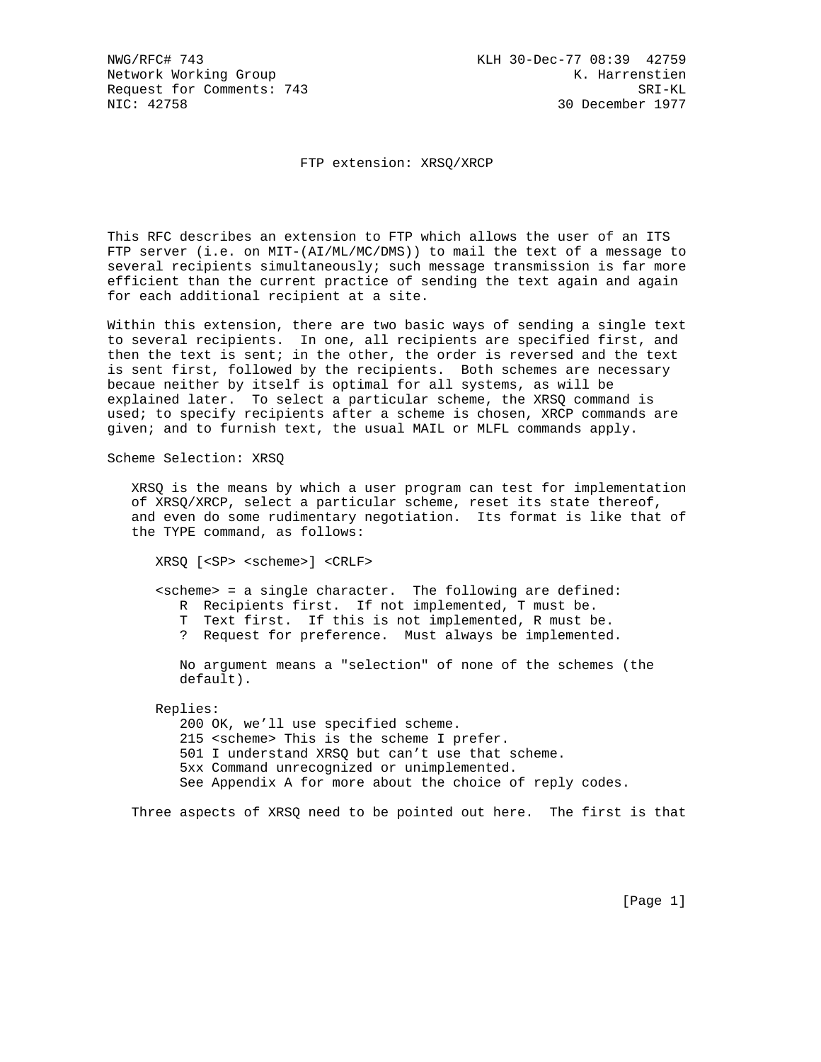NWG/RFC# 743 KLH 30-Dec-77 08:39 42759
Network Working Group K. Harrenstien
Request for Comments: 743 SRI-KL
NIC: 42758 30 December 1977

# FTP extension: XRSQ/XRCP

This RFC describes an extension to FTP which allows the user of an ITS FTP server (i.e. on MIT-(AI/ML/MC/DMS)) to mail the text of a message to several recipients simultaneously; such message transmission is far more efficient than the current practice of sending the text again and again for each additional recipient at a site.

Within this extension, there are two basic ways of sending a single text to several recipients. In one, all recipients are specified first, and then the text is sent; in the other, the order is reversed and the text is sent first, followed by the recipients. Both schemes are necessary becaue neither by itself is optimal for all systems, as will be explained later. To select a particular scheme, the XRSQ command is used; to specify recipients after a scheme is chosen, XRCP commands are given; and to furnish text, the usual MAIL or MLFL commands apply.

## Scheme Selection: XRSQ

XRSQ is the means by which a user program can test for implementation of XRSQ/XRCP, select a particular scheme, reset its state thereof, and even do some rudimentary negotiation. Its format is like that of the TYPE command, as follows:

```
XRSQ [<SP> <scheme>] <CRLF>

<scheme> = a single character.  The following are defined:
   R  Recipients first.  If not implemented, T must be.
   T  Text first.  If this is not implemented, R must be.
   ?  Request for preference.  Must always be implemented.

   No argument means a "selection" of none of the schemes (the
   default).

Replies:
   200 OK, we'll use specified scheme.
   215 <scheme> This is the scheme I prefer.
   501 I understand XRSQ but can't use that scheme.
   5xx Command unrecognized or unimplemented.
   See Appendix A for more about the choice of reply codes.
```

Three aspects of XRSQ need to be pointed out here. The first is that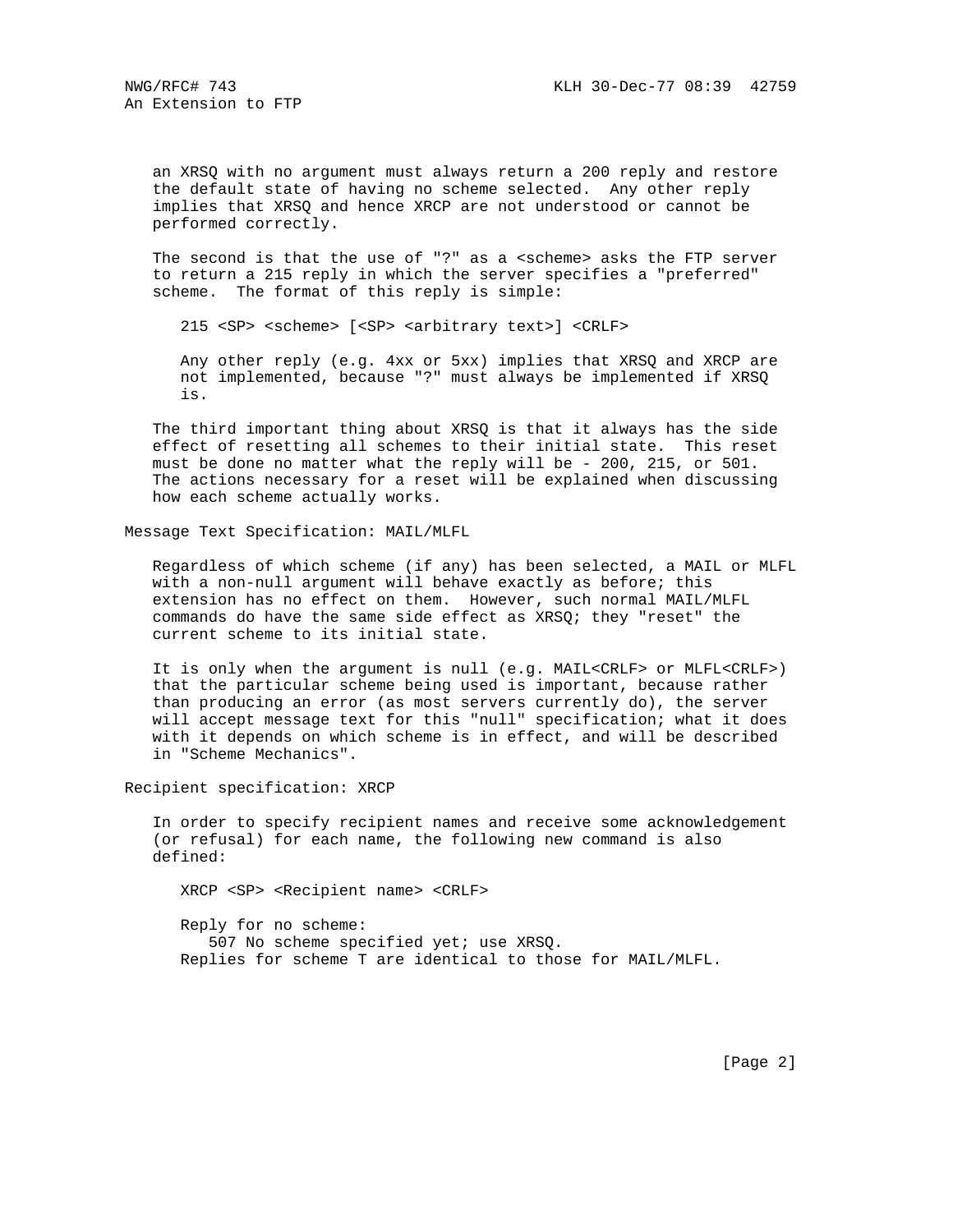an XRSQ with no argument must always return a 200 reply and restore the default state of having no scheme selected. Any other reply implies that XRSQ and hence XRCP are not understood or cannot be performed correctly.

The second is that the use of "?" as a <scheme> asks the FTP server to return a 215 reply in which the server specifies a "preferred" scheme. The format of this reply is simple:

```
215 <SP> <scheme> [<SP> <arbitrary text>] <CRLF>
```

Any other reply (e.g. 4xx or 5xx) implies that XRSQ and XRCP are not implemented, because "?" must always be implemented if XRSQ is.

The third important thing about XRSQ is that it always has the side effect of resetting all schemes to their initial state. This reset must be done no matter what the reply will be - 200, 215, or 501. The actions necessary for a reset will be explained when discussing how each scheme actually works.

## Message Text Specification: MAIL/MLFL

Regardless of which scheme (if any) has been selected, a MAIL or MLFL with a non-null argument will behave exactly as before; this extension has no effect on them. However, such normal MAIL/MLFL commands do have the same side effect as XRSQ; they "reset" the current scheme to its initial state.

It is only when the argument is null (e.g. MAIL<CRLF> or MLFL<CRLF>) that the particular scheme being used is important, because rather than producing an error (as most servers currently do), the server will accept message text for this "null" specification; what it does with it depends on which scheme is in effect, and will be described in "Scheme Mechanics".

## Recipient specification: XRCP

In order to specify recipient names and receive some acknowledgement (or refusal) for each name, the following new command is also defined:

```
XRCP <SP> <Recipient name> <CRLF>
```

Reply for no scheme:
   507 No scheme specified yet; use XRSQ.
Replies for scheme T are identical to those for MAIL/MLFL.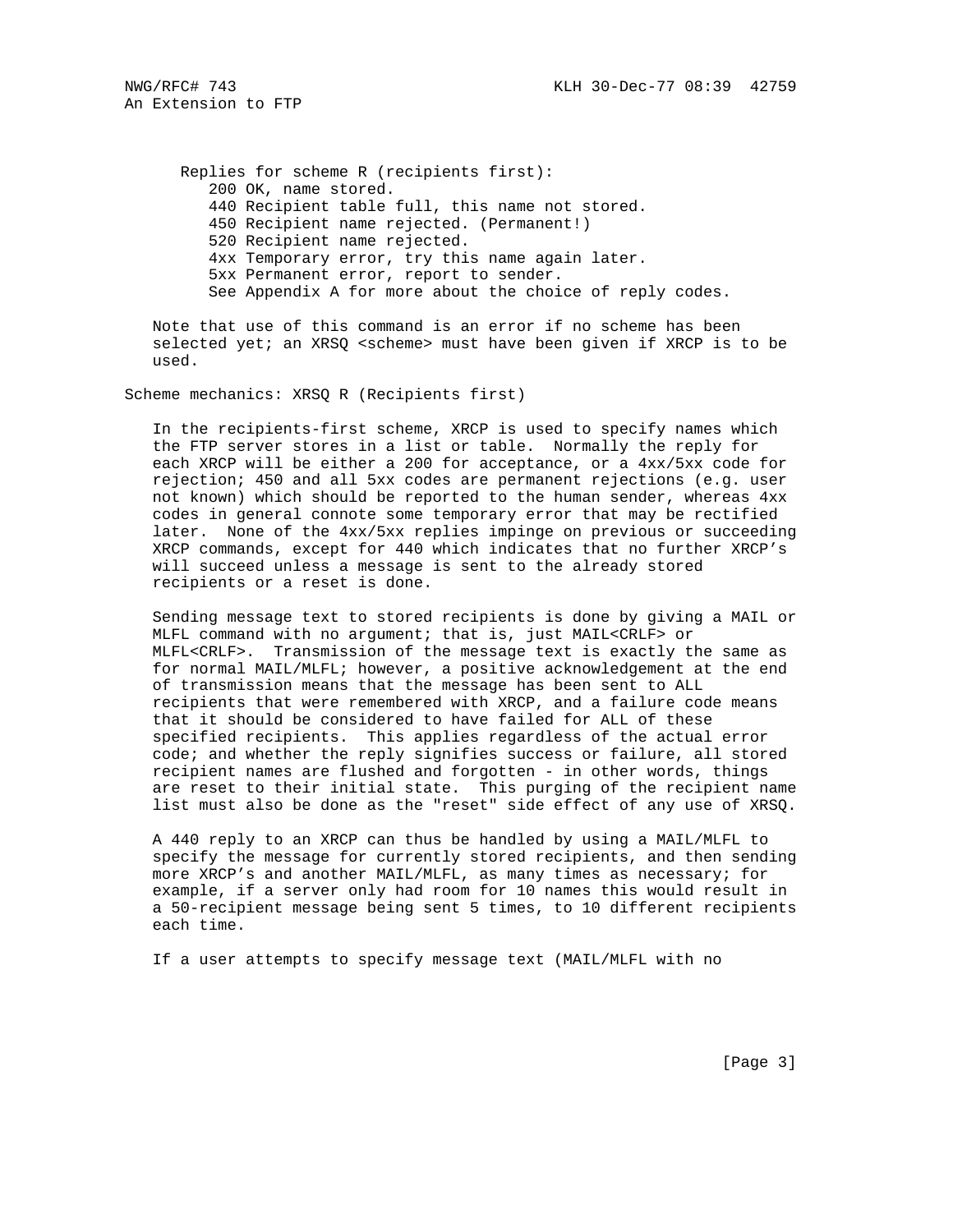Replies for scheme R (recipients first):

- 200 OK, name stored.
- 440 Recipient table full, this name not stored.
- 450 Recipient name rejected. (Permanent!)
- 520 Recipient name rejected.
- 4xx Temporary error, try this name again later.
- 5xx Permanent error, report to sender.

See Appendix A for more about the choice of reply codes.

Note that use of this command is an error if no scheme has been selected yet; an XRSQ <scheme> must have been given if XRCP is to be used.

## Scheme mechanics: XRSQ R (Recipients first)

In the recipients-first scheme, XRCP is used to specify names which the FTP server stores in a list or table. Normally the reply for each XRCP will be either a 200 for acceptance, or a 4xx/5xx code for rejection; 450 and all 5xx codes are permanent rejections (e.g. user not known) which should be reported to the human sender, whereas 4xx codes in general connote some temporary error that may be rectified later. None of the 4xx/5xx replies impinge on previous or succeeding XRCP commands, except for 440 which indicates that no further XRCP's will succeed unless a message is sent to the already stored recipients or a reset is done.

Sending message text to stored recipients is done by giving a MAIL or MLFL command with no argument; that is, just MAIL<CRLF> or MLFL<CRLF>. Transmission of the message text is exactly the same as for normal MAIL/MLFL; however, a positive acknowledgement at the end of transmission means that the message has been sent to ALL recipients that were remembered with XRCP, and a failure code means that it should be considered to have failed for ALL of these specified recipients. This applies regardless of the actual error code; and whether the reply signifies success or failure, all stored recipient names are flushed and forgotten - in other words, things are reset to their initial state. This purging of the recipient name list must also be done as the "reset" side effect of any use of XRSQ.

A 440 reply to an XRCP can thus be handled by using a MAIL/MLFL to specify the message for currently stored recipients, and then sending more XRCP's and another MAIL/MLFL, as many times as necessary; for example, if a server only had room for 10 names this would result in a 50-recipient message being sent 5 times, to 10 different recipients each time.

If a user attempts to specify message text (MAIL/MLFL with no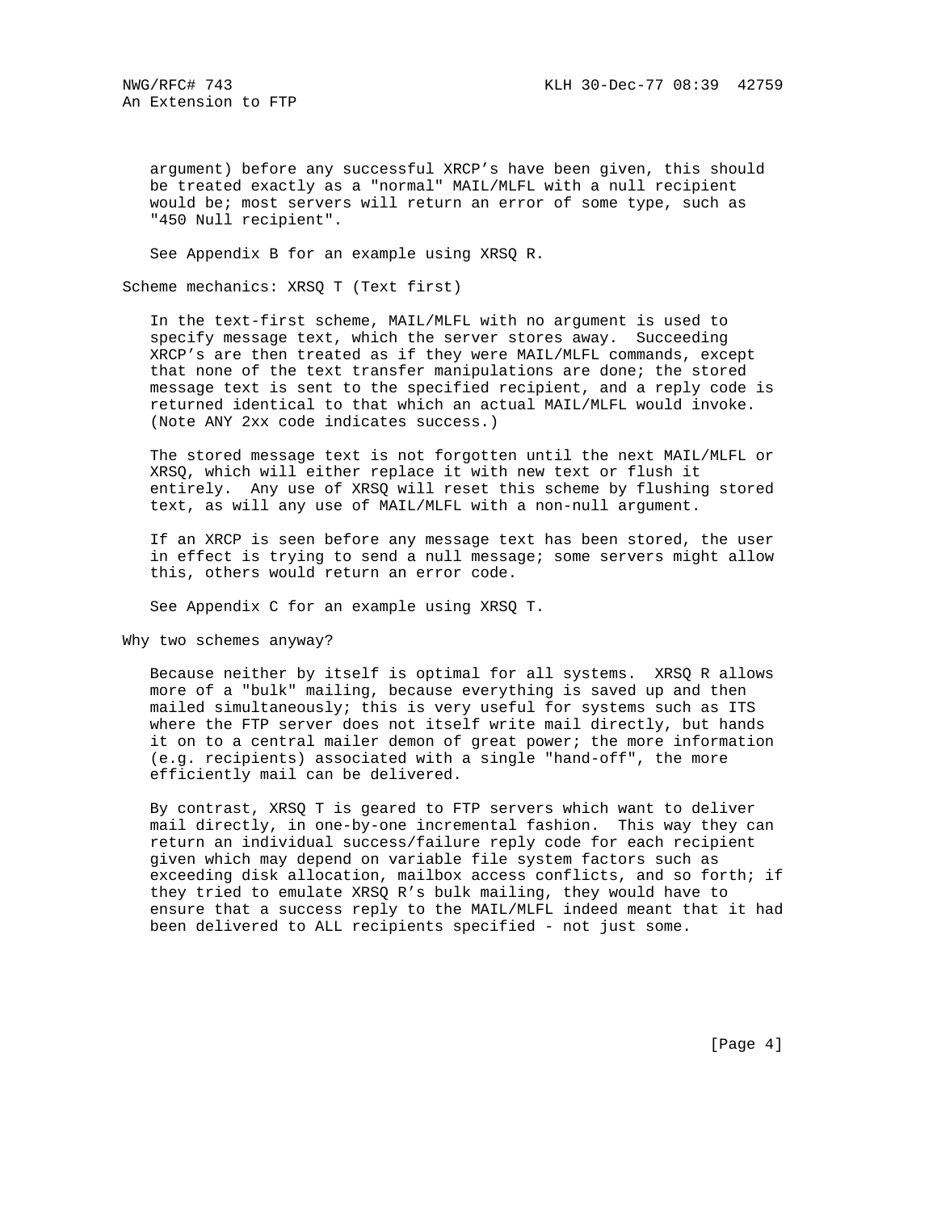argument) before any successful XRCP's have been given, this should be treated exactly as a "normal" MAIL/MLFL with a null recipient would be; most servers will return an error of some type, such as "450 Null recipient".

See Appendix B for an example using XRSQ R.

### Scheme mechanics: XRSQ T (Text first)

In the text-first scheme, MAIL/MLFL with no argument is used to specify message text, which the server stores away. Succeeding XRCP's are then treated as if they were MAIL/MLFL commands, except that none of the text transfer manipulations are done; the stored message text is sent to the specified recipient, and a reply code is returned identical to that which an actual MAIL/MLFL would invoke. (Note ANY 2xx code indicates success.)

The stored message text is not forgotten until the next MAIL/MLFL or XRSQ, which will either replace it with new text or flush it entirely. Any use of XRSQ will reset this scheme by flushing stored text, as will any use of MAIL/MLFL with a non-null argument.

If an XRCP is seen before any message text has been stored, the user in effect is trying to send a null message; some servers might allow this, others would return an error code.

See Appendix C for an example using XRSQ T.

### Why two schemes anyway?

Because neither by itself is optimal for all systems. XRSQ R allows more of a "bulk" mailing, because everything is saved up and then mailed simultaneously; this is very useful for systems such as ITS where the FTP server does not itself write mail directly, but hands it on to a central mailer demon of great power; the more information (e.g. recipients) associated with a single "hand-off", the more efficiently mail can be delivered.

By contrast, XRSQ T is geared to FTP servers which want to deliver mail directly, in one-by-one incremental fashion. This way they can return an individual success/failure reply code for each recipient given which may depend on variable file system factors such as exceeding disk allocation, mailbox access conflicts, and so forth; if they tried to emulate XRSQ R's bulk mailing, they would have to ensure that a success reply to the MAIL/MLFL indeed meant that it had been delivered to ALL recipients specified - not just some.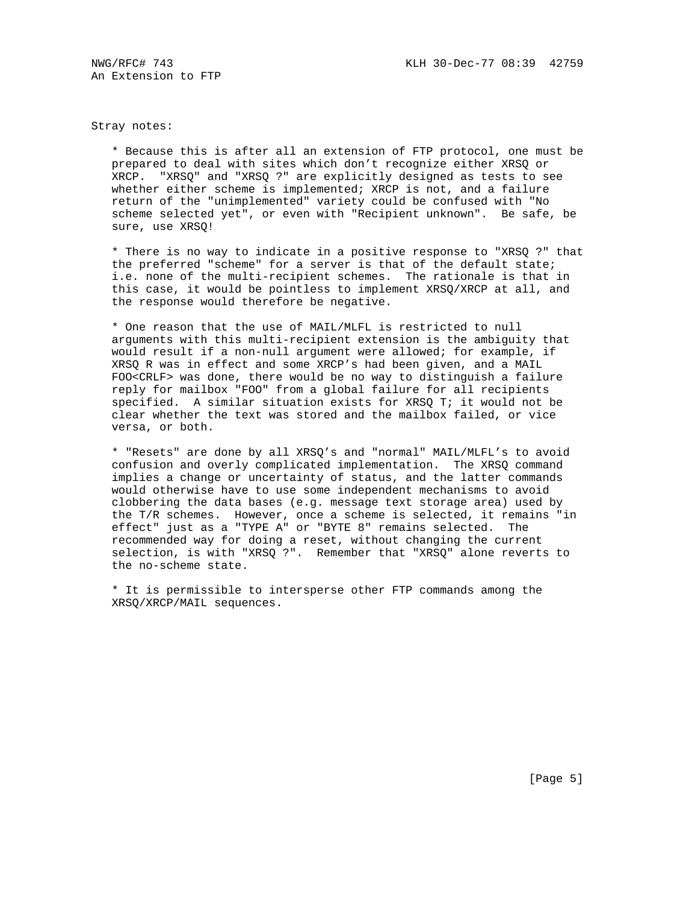Stray notes:

* Because this is after all an extension of FTP protocol, one must be prepared to deal with sites which don't recognize either XRSQ or XRCP. "XRSQ" and "XRSQ ?" are explicitly designed as tests to see whether either scheme is implemented; XRCP is not, and a failure return of the "unimplemented" variety could be confused with "No scheme selected yet", or even with "Recipient unknown". Be safe, be sure, use XRSQ!

* There is no way to indicate in a positive response to "XRSQ ?" that the preferred "scheme" for a server is that of the default state; i.e. none of the multi-recipient schemes. The rationale is that in this case, it would be pointless to implement XRSQ/XRCP at all, and the response would therefore be negative.

* One reason that the use of MAIL/MLFL is restricted to null arguments with this multi-recipient extension is the ambiguity that would result if a non-null argument were allowed; for example, if XRSQ R was in effect and some XRCP's had been given, and a MAIL FOO<CRLF> was done, there would be no way to distinguish a failure reply for mailbox "FOO" from a global failure for all recipients specified. A similar situation exists for XRSQ T; it would not be clear whether the text was stored and the mailbox failed, or vice versa, or both.

* "Resets" are done by all XRSQ's and "normal" MAIL/MLFL's to avoid confusion and overly complicated implementation. The XRSQ command implies a change or uncertainty of status, and the latter commands would otherwise have to use some independent mechanisms to avoid clobbering the data bases (e.g. message text storage area) used by the T/R schemes. However, once a scheme is selected, it remains "in effect" just as a "TYPE A" or "BYTE 8" remains selected. The recommended way for doing a reset, without changing the current selection, is with "XRSQ ?". Remember that "XRSQ" alone reverts to the no-scheme state.

* It is permissible to intersperse other FTP commands among the XRSQ/XRCP/MAIL sequences.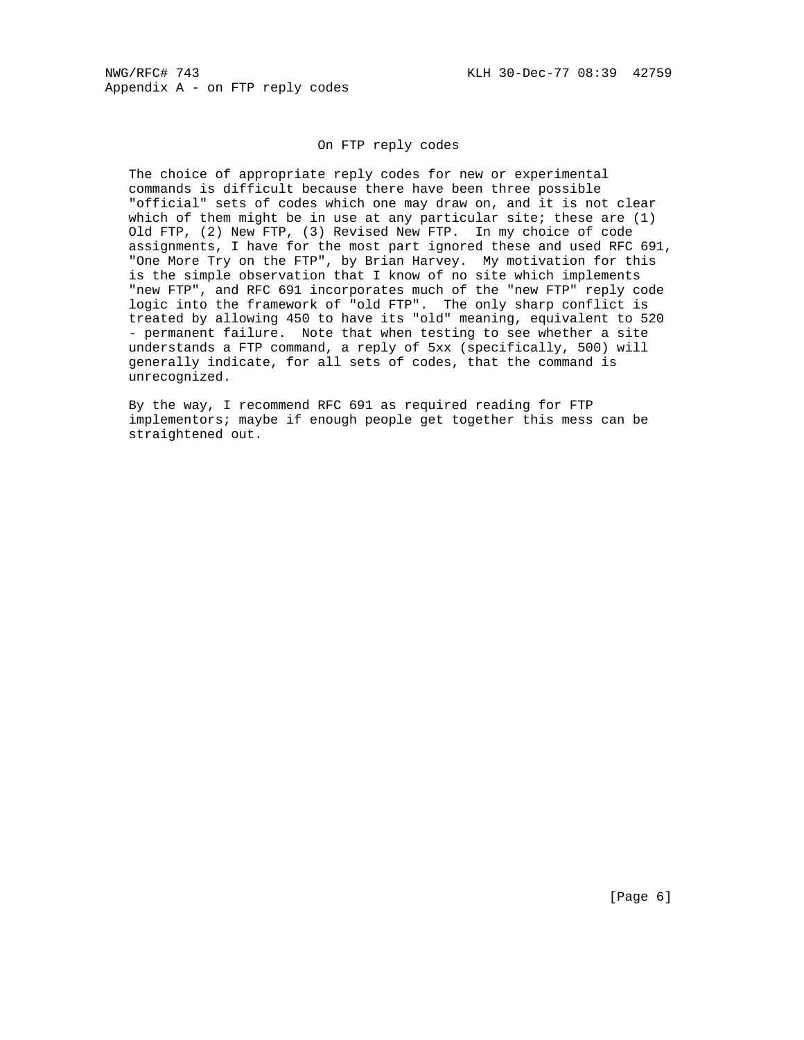Appendix A - on FTP reply codes

## On FTP reply codes

The choice of appropriate reply codes for new or experimental commands is difficult because there have been three possible "official" sets of codes which one may draw on, and it is not clear which of them might be in use at any particular site; these are (1) Old FTP, (2) New FTP, (3) Revised New FTP. In my choice of code assignments, I have for the most part ignored these and used RFC 691, "One More Try on the FTP", by Brian Harvey. My motivation for this is the simple observation that I know of no site which implements "new FTP", and RFC 691 incorporates much of the "new FTP" reply code logic into the framework of "old FTP". The only sharp conflict is treated by allowing 450 to have its "old" meaning, equivalent to 520 - permanent failure. Note that when testing to see whether a site understands a FTP command, a reply of 5xx (specifically, 500) will generally indicate, for all sets of codes, that the command is unrecognized.

By the way, I recommend RFC 691 as required reading for FTP implementors; maybe if enough people get together this mess can be straightened out.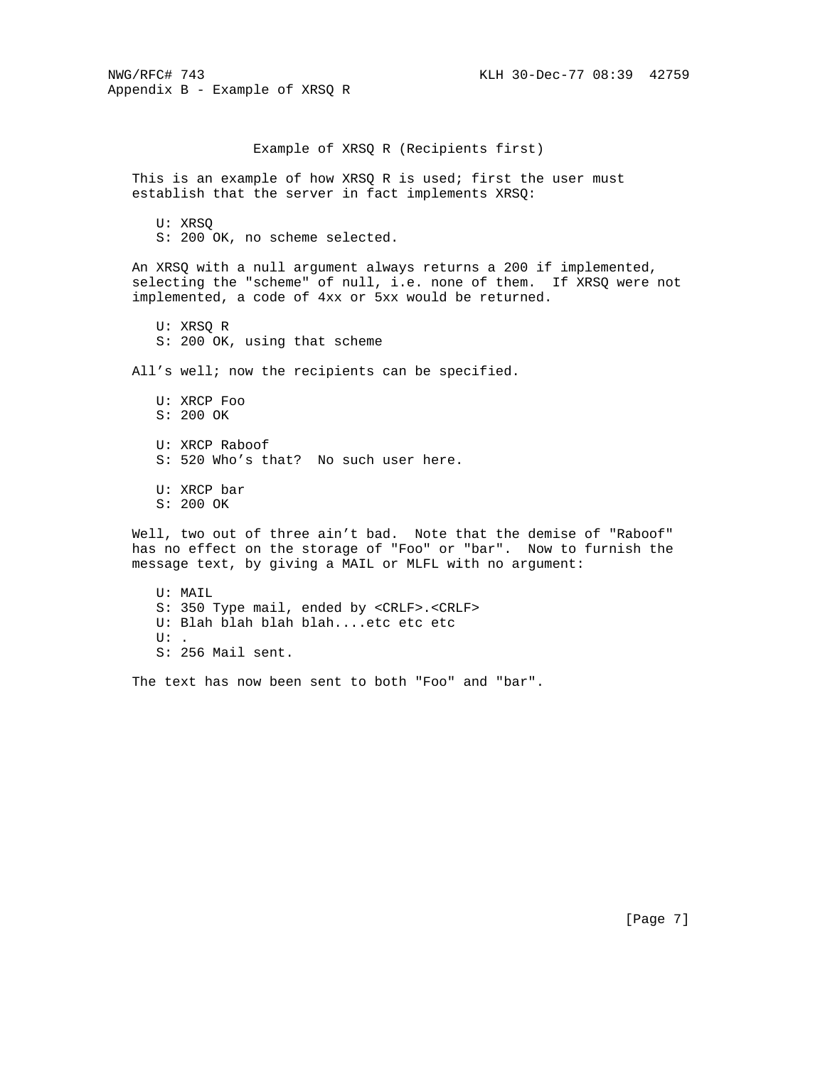## Appendix B - Example of XRSQ R

### Example of XRSQ R (Recipients first)

This is an example of how XRSQ R is used; first the user must establish that the server in fact implements XRSQ:

```
U: XRSQ
S: 200 OK, no scheme selected.
```

An XRSQ with a null argument always returns a 200 if implemented, selecting the "scheme" of null, i.e. none of them. If XRSQ were not implemented, a code of 4xx or 5xx would be returned.

```
U: XRSQ R
S: 200 OK, using that scheme
```

All’s well; now the recipients can be specified.

```
U: XRCP Foo
S: 200 OK

U: XRCP Raboof
S: 520 Who’s that?  No such user here.

U: XRCP bar
S: 200 OK
```

Well, two out of three ain’t bad. Note that the demise of "Raboof" has no effect on the storage of "Foo" or "bar". Now to furnish the message text, by giving a MAIL or MLFL with no argument:

```
U: MAIL
S: 350 Type mail, ended by <CRLF>.<CRLF>
U: Blah blah blah blah....etc etc etc
U: .
S: 256 Mail sent.
```

The text has now been sent to both "Foo" and "bar".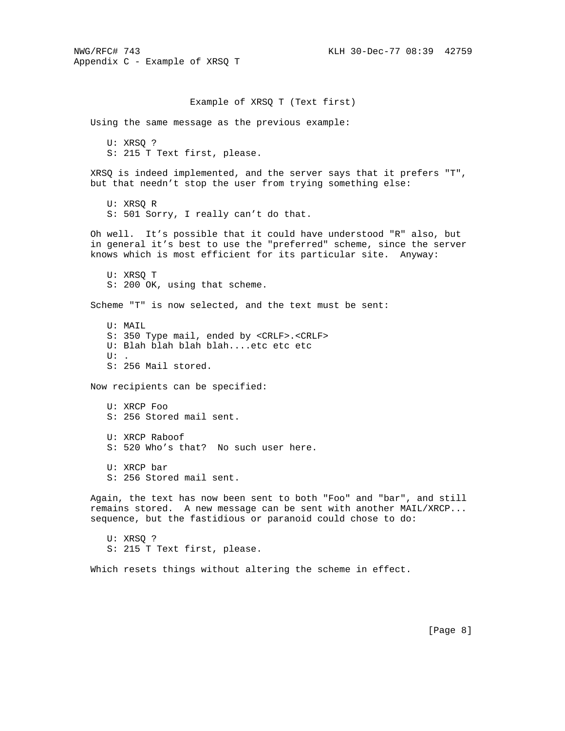## Appendix C - Example of XRSQ T

### Example of XRSQ T (Text first)

Using the same message as the previous example:

```
U: XRSQ ?
S: 215 T Text first, please.
```

XRSQ is indeed implemented, and the server says that it prefers "T", but that needn't stop the user from trying something else:

```
U: XRSQ R
S: 501 Sorry, I really can't do that.
```

Oh well. It's possible that it could have understood "R" also, but in general it's best to use the "preferred" scheme, since the server knows which is most efficient for its particular site. Anyway:

```
U: XRSQ T
S: 200 OK, using that scheme.
```

Scheme "T" is now selected, and the text must be sent:

```
U: MAIL
S: 350 Type mail, ended by <CRLF>.<CRLF>
U: Blah blah blah blah....etc etc etc
U: .
S: 256 Mail stored.
```

Now recipients can be specified:

```
U: XRCP Foo
S: 256 Stored mail sent.

U: XRCP Raboof
S: 520 Who's that?  No such user here.

U: XRCP bar
S: 256 Stored mail sent.
```

Again, the text has now been sent to both "Foo" and "bar", and still remains stored. A new message can be sent with another MAIL/XRCP... sequence, but the fastidious or paranoid could chose to do:

```
U: XRSQ ?
S: 215 T Text first, please.
```

Which resets things without altering the scheme in effect.